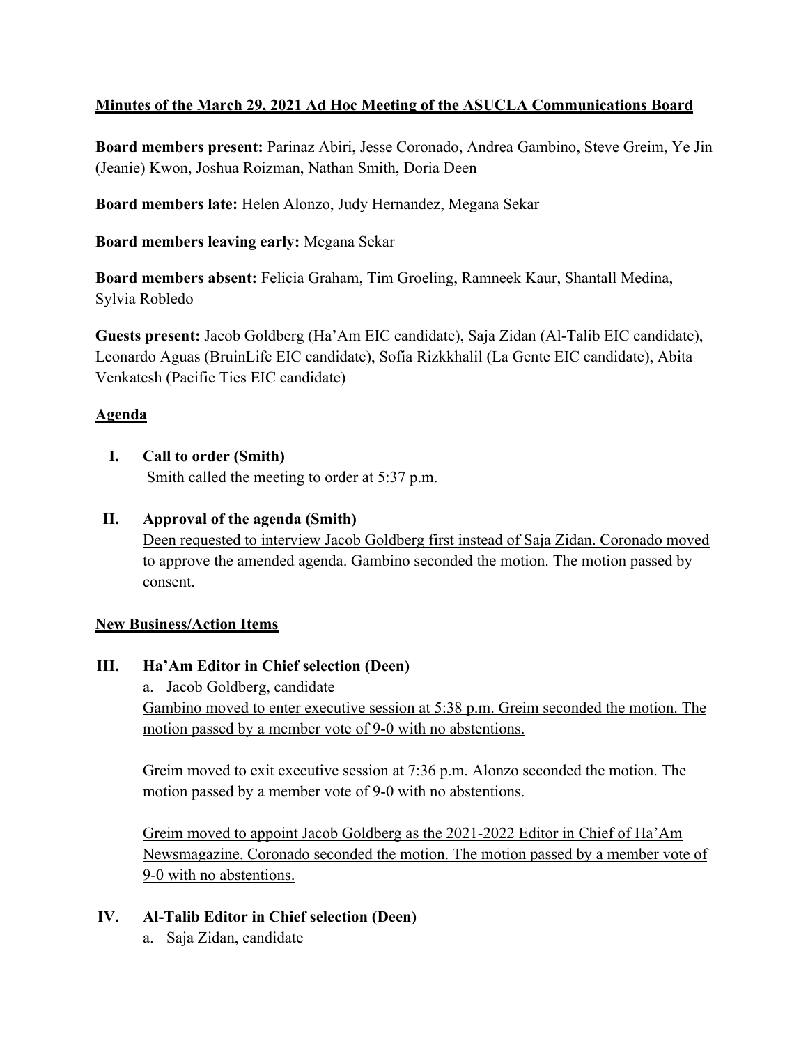**Minutes of the March 29, 2021 Ad Hoc Meeting of the ASUCLA Communications Board**

**Board members present:** Parinaz Abiri, Jesse Coronado, Andrea Gambino, Steve Greim, Ye Jin (Jeanie) Kwon, Joshua Roizman, Nathan Smith, Doria Deen

**Board members late:** Helen Alonzo, Judy Hernandez, Megana Sekar

**Board members leaving early:** Megana Sekar

**Board members absent:** Felicia Graham, Tim Groeling, Ramneek Kaur, Shantall Medina, Sylvia Robledo

**Guests present:** Jacob Goldberg (Ha'Am EIC candidate), Saja Zidan (Al-Talib EIC candidate), Leonardo Aguas (BruinLife EIC candidate), Sofia Rizkkhalil (La Gente EIC candidate), Abita Venkatesh (Pacific Ties EIC candidate)

**Agenda**

**I. Call to order (Smith)**

Smith called the meeting to order at 5:37 p.m.

**II. Approval of the agenda (Smith)**

Deen requested to interview Jacob Goldberg first instead of Saja Zidan. Coronado moved to approve the amended agenda. Gambino seconded the motion. The motion passed by consent.

**New Business/Action Items**

**III. Ha'Am Editor in Chief selection (Deen)**

a. Jacob Goldberg, candidate

Gambino moved to enter executive session at 5:38 p.m. Greim seconded the motion. The motion passed by a member vote of 9-0 with no abstentions.

Greim moved to exit executive session at 7:36 p.m. Alonzo seconded the motion. The motion passed by a member vote of 9-0 with no abstentions.

Greim moved to appoint Jacob Goldberg as the 2021-2022 Editor in Chief of Ha'Am Newsmagazine. Coronado seconded the motion. The motion passed by a member vote of 9-0 with no abstentions.

**IV. Al-Talib Editor in Chief selection (Deen)**

a. Saja Zidan, candidate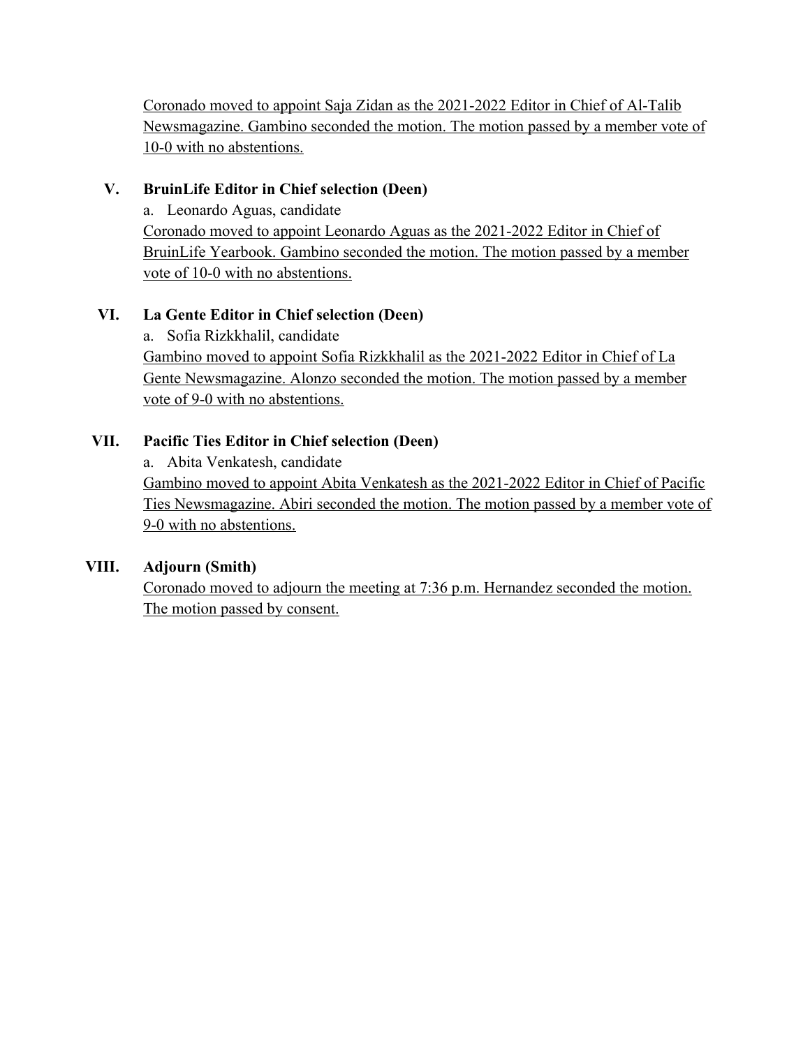Coronado moved to appoint Saja Zidan as the 2021-2022 Editor in Chief of Al-Talib Newsmagazine. Gambino seconded the motion. The motion passed by a member vote of 10-0 with no abstentions.

V. **BruinLife Editor in Chief selection (Deen)**

a. Leonardo Aguas, candidate

Coronado moved to appoint Leonardo Aguas as the 2021-2022 Editor in Chief of BruinLife Yearbook. Gambino seconded the motion. The motion passed by a member vote of 10-0 with no abstentions.

VI. **La Gente Editor in Chief selection (Deen)**

a. Sofia Rizkkhalil, candidate

Gambino moved to appoint Sofia Rizkkhalil as the 2021-2022 Editor in Chief of La Gente Newsmagazine. Alonzo seconded the motion. The motion passed by a member vote of 9-0 with no abstentions.

VII. **Pacific Ties Editor in Chief selection (Deen)**

a. Abita Venkatesh, candidate

Gambino moved to appoint Abita Venkatesh as the 2021-2022 Editor in Chief of Pacific Ties Newsmagazine. Abiri seconded the motion. The motion passed by a member vote of 9-0 with no abstentions.

VIII. **Adjourn (Smith)**

Coronado moved to adjourn the meeting at 7:36 p.m. Hernandez seconded the motion. The motion passed by consent.